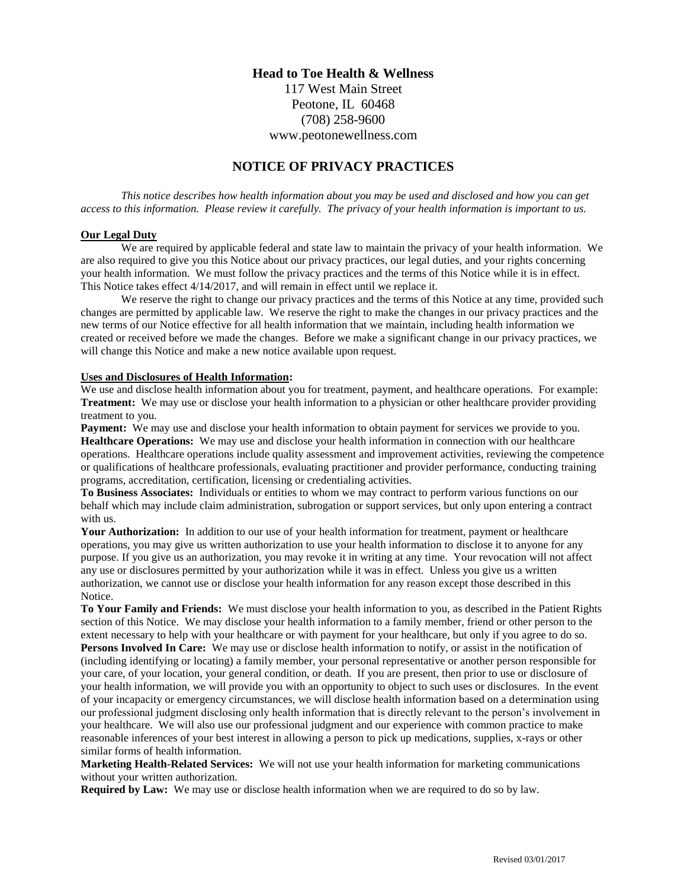**Head to Toe Health & Wellness**
117 West Main Street
Peotone, IL 60468
(708) 258-9600
www.peotonewellness.com

# NOTICE OF PRIVACY PRACTICES

*This notice describes how health information about you may be used and disclosed and how you can get access to this information. Please review it carefully. The privacy of your health information is important to us.*

## Our Legal Duty

We are required by applicable federal and state law to maintain the privacy of your health information. We are also required to give you this Notice about our privacy practices, our legal duties, and your rights concerning your health information. We must follow the privacy practices and the terms of this Notice while it is in effect. This Notice takes effect 4/14/2017, and will remain in effect until we replace it.

We reserve the right to change our privacy practices and the terms of this Notice at any time, provided such changes are permitted by applicable law. We reserve the right to make the changes in our privacy practices and the new terms of our Notice effective for all health information that we maintain, including health information we created or received before we made the changes. Before we make a significant change in our privacy practices, we will change this Notice and make a new notice available upon request.

## Uses and Disclosures of Health Information:

We use and disclose health information about you for treatment, payment, and healthcare operations. For example:

**Treatment:** We may use or disclose your health information to a physician or other healthcare provider providing treatment to you.

**Payment:** We may use and disclose your health information to obtain payment for services we provide to you.

**Healthcare Operations:** We may use and disclose your health information in connection with our healthcare operations. Healthcare operations include quality assessment and improvement activities, reviewing the competence or qualifications of healthcare professionals, evaluating practitioner and provider performance, conducting training programs, accreditation, certification, licensing or credentialing activities.

**To Business Associates:** Individuals or entities to whom we may contract to perform various functions on our behalf which may include claim administration, subrogation or support services, but only upon entering a contract with us.

**Your Authorization:** In addition to our use of your health information for treatment, payment or healthcare operations, you may give us written authorization to use your health information to disclose it to anyone for any purpose. If you give us an authorization, you may revoke it in writing at any time. Your revocation will not affect any use or disclosures permitted by your authorization while it was in effect. Unless you give us a written authorization, we cannot use or disclose your health information for any reason except those described in this Notice.

**To Your Family and Friends:** We must disclose your health information to you, as described in the Patient Rights section of this Notice. We may disclose your health information to a family member, friend or other person to the extent necessary to help with your healthcare or with payment for your healthcare, but only if you agree to do so.

**Persons Involved In Care:** We may use or disclose health information to notify, or assist in the notification of (including identifying or locating) a family member, your personal representative or another person responsible for your care, of your location, your general condition, or death. If you are present, then prior to use or disclosure of your health information, we will provide you with an opportunity to object to such uses or disclosures. In the event of your incapacity or emergency circumstances, we will disclose health information based on a determination using our professional judgment disclosing only health information that is directly relevant to the person's involvement in your healthcare. We will also use our professional judgment and our experience with common practice to make reasonable inferences of your best interest in allowing a person to pick up medications, supplies, x-rays or other similar forms of health information.

**Marketing Health-Related Services:** We will not use your health information for marketing communications without your written authorization.

**Required by Law:** We may use or disclose health information when we are required to do so by law.

Revised 03/01/2017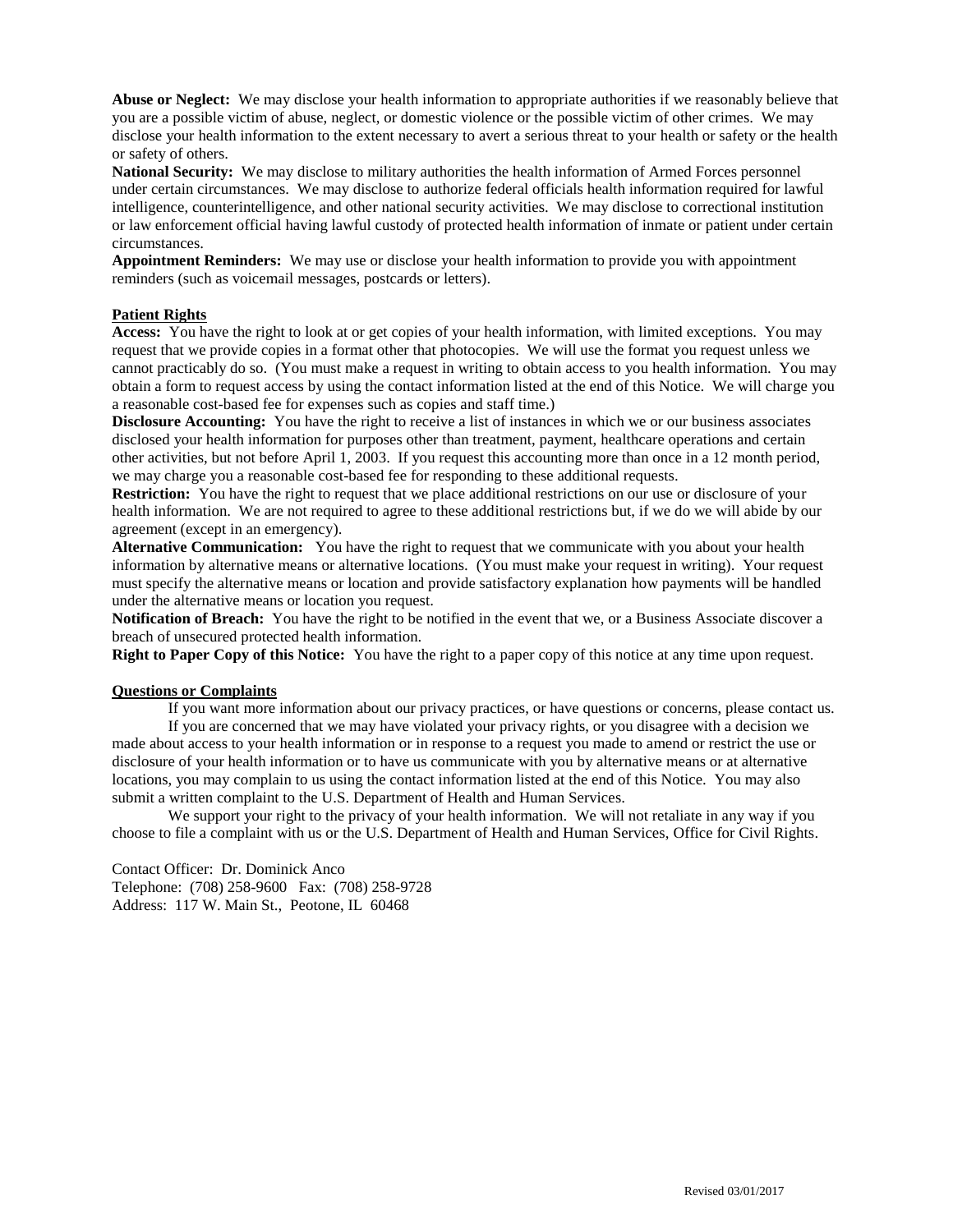**Abuse or Neglect:** We may disclose your health information to appropriate authorities if we reasonably believe that you are a possible victim of abuse, neglect, or domestic violence or the possible victim of other crimes. We may disclose your health information to the extent necessary to avert a serious threat to your health or safety or the health or safety of others.

**National Security:** We may disclose to military authorities the health information of Armed Forces personnel under certain circumstances. We may disclose to authorize federal officials health information required for lawful intelligence, counterintelligence, and other national security activities. We may disclose to correctional institution or law enforcement official having lawful custody of protected health information of inmate or patient under certain circumstances.

**Appointment Reminders:** We may use or disclose your health information to provide you with appointment reminders (such as voicemail messages, postcards or letters).

## Patient Rights

**Access:** You have the right to look at or get copies of your health information, with limited exceptions. You may request that we provide copies in a format other that photocopies. We will use the format you request unless we cannot practicably do so. (You must make a request in writing to obtain access to you health information. You may obtain a form to request access by using the contact information listed at the end of this Notice. We will charge you a reasonable cost-based fee for expenses such as copies and staff time.)

**Disclosure Accounting:** You have the right to receive a list of instances in which we or our business associates disclosed your health information for purposes other than treatment, payment, healthcare operations and certain other activities, but not before April 1, 2003. If you request this accounting more than once in a 12 month period, we may charge you a reasonable cost-based fee for responding to these additional requests.

**Restriction:** You have the right to request that we place additional restrictions on our use or disclosure of your health information. We are not required to agree to these additional restrictions but, if we do we will abide by our agreement (except in an emergency).

**Alternative Communication:** You have the right to request that we communicate with you about your health information by alternative means or alternative locations. (You must make your request in writing). Your request must specify the alternative means or location and provide satisfactory explanation how payments will be handled under the alternative means or location you request.

**Notification of Breach:** You have the right to be notified in the event that we, or a Business Associate discover a breach of unsecured protected health information.

**Right to Paper Copy of this Notice:** You have the right to a paper copy of this notice at any time upon request.

## Questions or Complaints

If you want more information about our privacy practices, or have questions or concerns, please contact us.

If you are concerned that we may have violated your privacy rights, or you disagree with a decision we made about access to your health information or in response to a request you made to amend or restrict the use or disclosure of your health information or to have us communicate with you by alternative means or at alternative locations, you may complain to us using the contact information listed at the end of this Notice. You may also submit a written complaint to the U.S. Department of Health and Human Services.

We support your right to the privacy of your health information. We will not retaliate in any way if you choose to file a complaint with us or the U.S. Department of Health and Human Services, Office for Civil Rights.

Contact Officer: Dr. Dominick Anco
Telephone: (708) 258-9600 Fax: (708) 258-9728
Address: 117 W. Main St., Peotone, IL 60468

Revised 03/01/2017